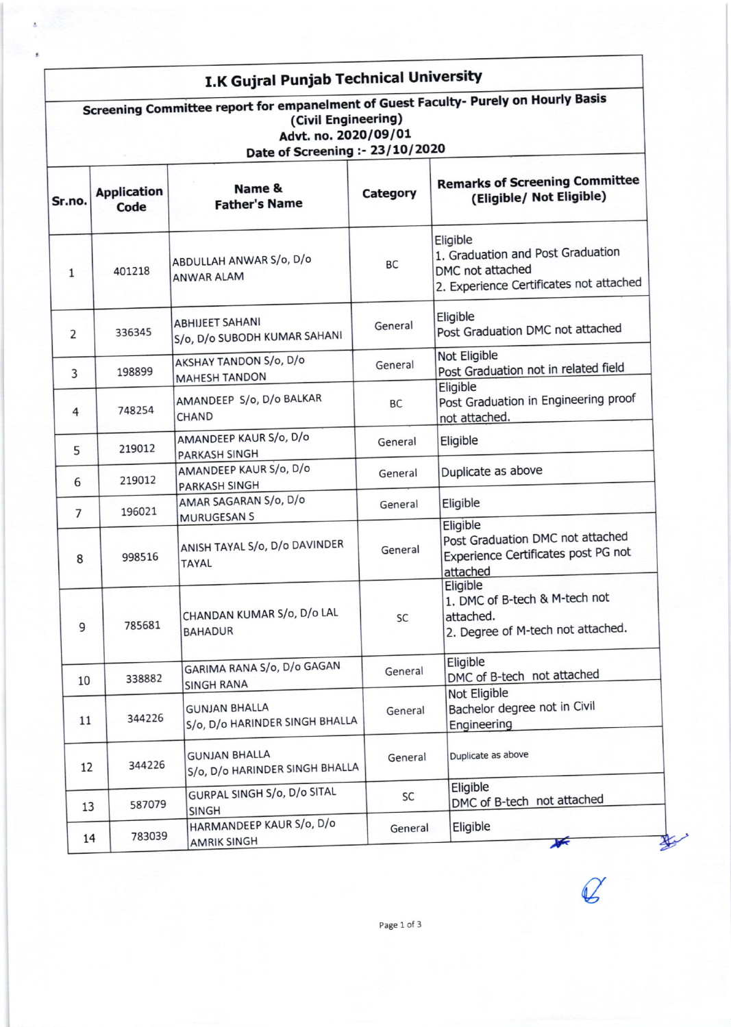# I.K Gujral Punjab Technical University

## Screening Committee report for empanelment of Guest Faculty- Purely on Hourly Basis

**(Civil Engineering)**

**Advt. no. 2020/09/01**

**Date of Screening :- 23/10/2020**

| Sr.no. | Application Code | Name & Father's Name | Category | Remarks of Screening Committee (Eligible/ Not Eligible) |
|---|---|---|---|---|
| 1 | 401218 | ABDULLAH ANWAR S/o, D/o ANWAR ALAM | BC | Eligible<br>1. Graduation and Post Graduation DMC not attached<br>2. Experience Certificates not attached |
| 2 | 336345 | ABHIJEET SAHANI S/o, D/o SUBODH KUMAR SAHANI | General | Eligible<br>Post Graduation DMC not attached |
| 3 | 198899 | AKSHAY TANDON S/o, D/o MAHESH TANDON | General | Not Eligible<br>Post Graduation not in related field |
| 4 | 748254 | AMANDEEP S/o, D/o BALKAR CHAND | BC | Eligible<br>Post Graduation in Engineering proof not attached. |
| 5 | 219012 | AMANDEEP KAUR S/o, D/o PARKASH SINGH | General | Eligible |
| 6 | 219012 | AMANDEEP KAUR S/o, D/o PARKASH SINGH | General | Duplicate as above |
| 7 | 196021 | AMAR SAGARAN S/o, D/o MURUGESAN S | General | Eligible |
| 8 | 998516 | ANISH TAYAL S/o, D/o DAVINDER TAYAL | General | Eligible<br>Post Graduation DMC not attached<br>Experience Certificates post PG not attached |
| 9 | 785681 | CHANDAN KUMAR S/o, D/o LAL BAHADUR | SC | Eligible<br>1. DMC of B-tech & M-tech not attached.<br>2. Degree of M-tech not attached. |
| 10 | 338882 | GARIMA RANA S/o, D/o GAGAN SINGH RANA | General | Eligible<br>DMC of B-tech not attached |
| 11 | 344226 | GUNJAN BHALLA S/o, D/o HARINDER SINGH BHALLA | General | Not Eligible<br>Bachelor degree not in Civil Engineering |
| 12 | 344226 | GUNJAN BHALLA S/o, D/o HARINDER SINGH BHALLA | General | Duplicate as above |
| 13 | 587079 | GURPAL SINGH S/o, D/o SITAL SINGH | SC | Eligible<br>DMC of B-tech not attached |
| 14 | 783039 | HARMANDEEP KAUR S/o, D/o AMRIK SINGH | General | Eligible |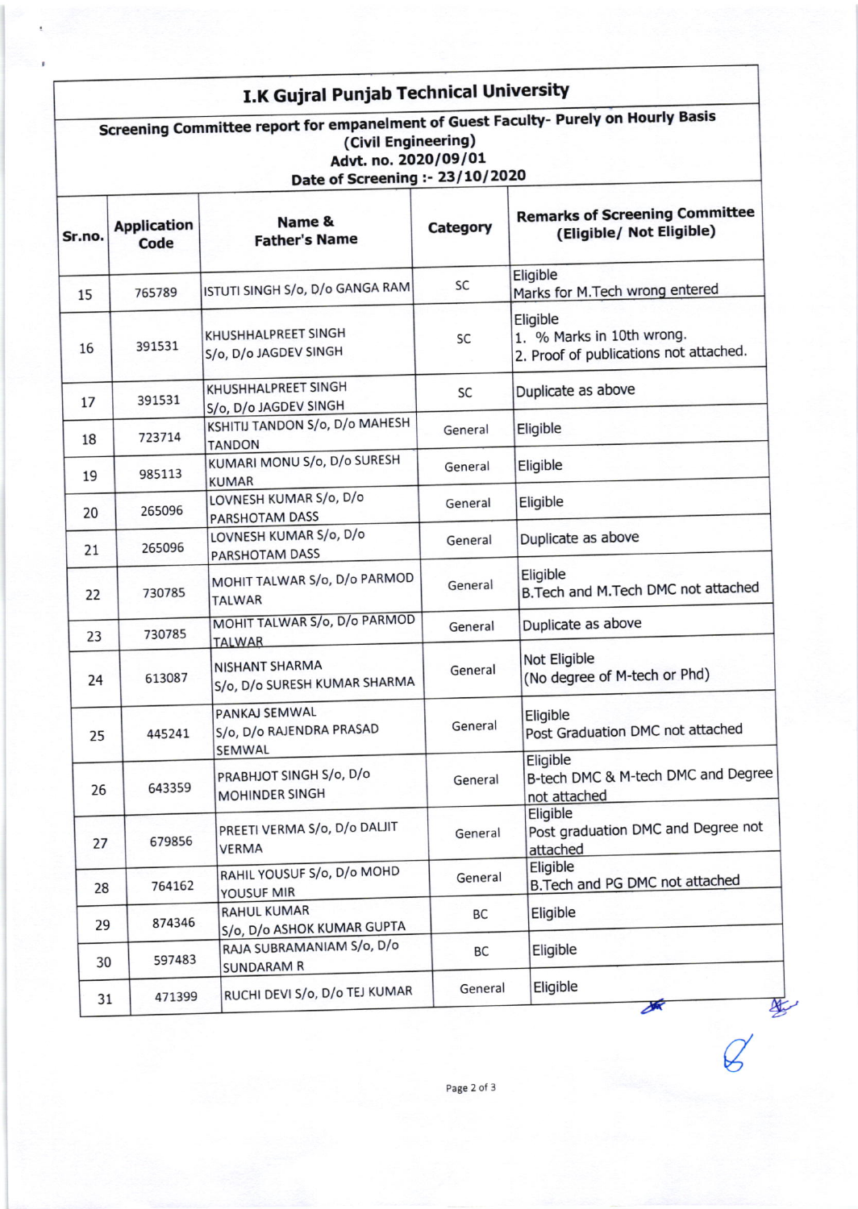# I.K Gujral Punjab Technical University

## Screening Committee report for empanelment of Guest Faculty- Purely on Hourly Basis

**(Civil Engineering)**
**Advt. no. 2020/09/01**
**Date of Screening :- 23/10/2020**

| Sr.no. | Application Code | Name & Father's Name | Category | Remarks of Screening Committee (Eligible/ Not Eligible) |
|---|---|---|---|---|
| 15 | 765789 | ISTUTI SINGH S/o, D/o GANGA RAM | SC | Eligible<br>Marks for M.Tech wrong entered |
| 16 | 391531 | KHUSHHALPREET SINGH S/o, D/o JAGDEV SINGH | SC | Eligible<br>1. % Marks in 10th wrong.<br>2. Proof of publications not attached. |
| 17 | 391531 | KHUSHHALPREET SINGH S/o, D/o JAGDEV SINGH | SC | Duplicate as above |
| 18 | 723714 | KSHITIJ TANDON S/o, D/o MAHESH TANDON | General | Eligible |
| 19 | 985113 | KUMARI MONU S/o, D/o SURESH KUMAR | General | Eligible |
| 20 | 265096 | LOVNESH KUMAR S/o, D/o PARSHOTAM DASS | General | Eligible |
| 21 | 265096 | LOVNESH KUMAR S/o, D/o PARSHOTAM DASS | General | Duplicate as above |
| 22 | 730785 | MOHIT TALWAR S/o, D/o PARMOD TALWAR | General | Eligible<br>B.Tech and M.Tech DMC not attached |
| 23 | 730785 | MOHIT TALWAR S/o, D/o PARMOD TALWAR | General | Duplicate as above |
| 24 | 613087 | NISHANT SHARMA S/o, D/o SURESH KUMAR SHARMA | General | Not Eligible<br>(No degree of M-tech or Phd) |
| 25 | 445241 | PANKAJ SEMWAL S/o, D/o RAJENDRA PRASAD SEMWAL | General | Eligible<br>Post Graduation DMC not attached |
| 26 | 643359 | PRABHJOT SINGH S/o, D/o MOHINDER SINGH | General | Eligible<br>B-tech DMC & M-tech DMC and Degree not attached |
| 27 | 679856 | PREETI VERMA S/o, D/o DALJIT VERMA | General | Eligible<br>Post graduation DMC and Degree not attached |
| 28 | 764162 | RAHIL YOUSUF S/o, D/o MOHD YOUSUF MIR | General | Eligible<br>B.Tech and PG DMC not attached |
| 29 | 874346 | RAHUL KUMAR S/o, D/o ASHOK KUMAR GUPTA | BC | Eligible |
| 30 | 597483 | RAJA SUBRAMANIAM S/o, D/o SUNDARAM R | BC | Eligible |
| 31 | 471399 | RUCHI DEVI S/o, D/o TEJ KUMAR | General | Eligible |